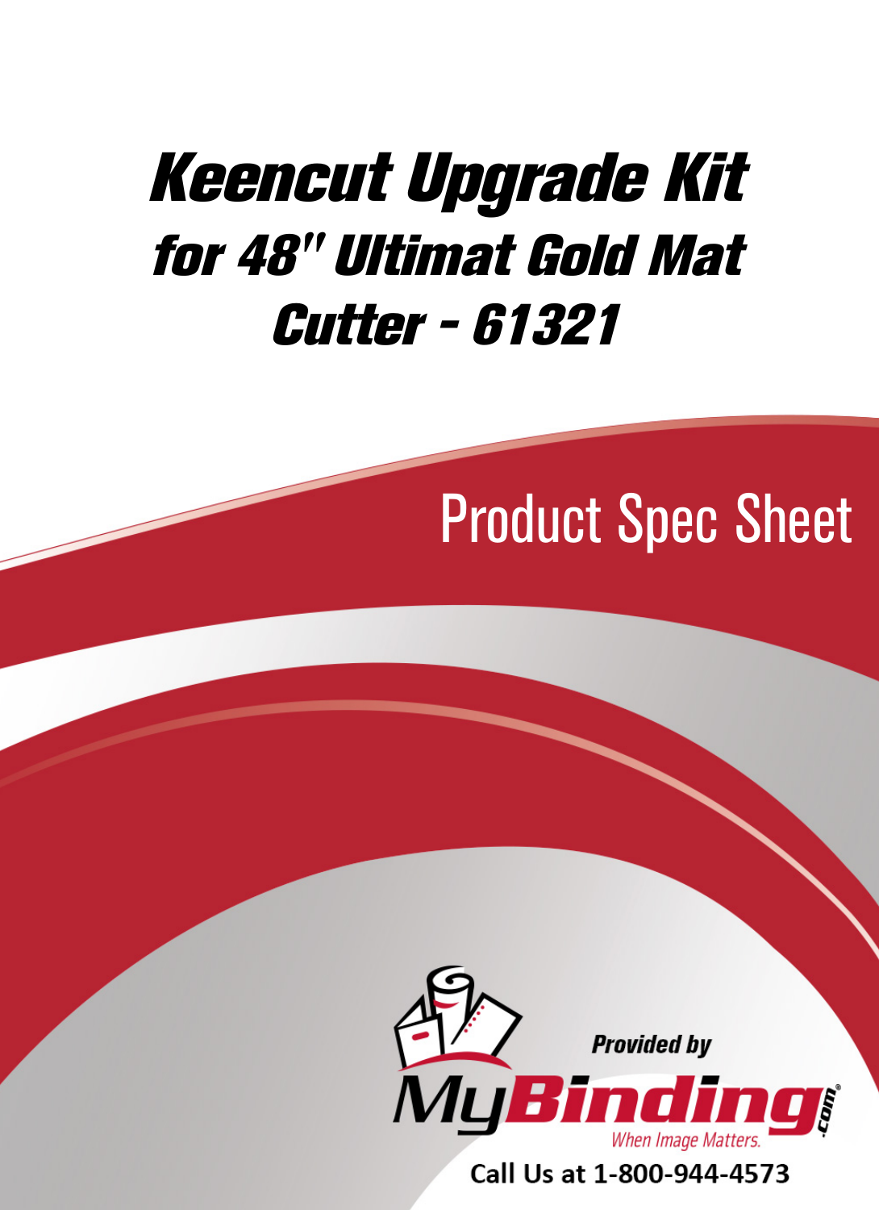# Keencut Upgrade Kit for 48" Ultimat Gold Mat Cutter - 61321

## Product Spec Sheet

Provided by

MyBinding.com

When Image Matters.

Call Us at 1-800-944-4573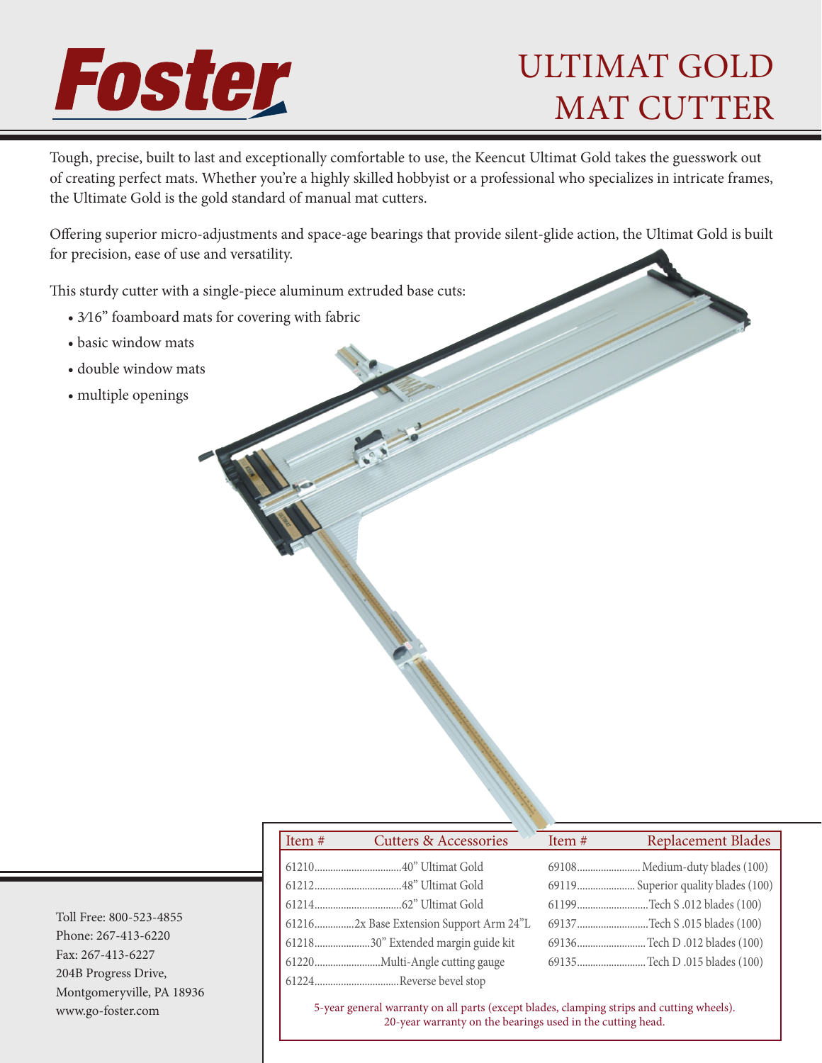Foster

# ULTIMAT GOLD MAT CUTTER

Tough, precise, built to last and exceptionally comfortable to use, the Keencut Ultimat Gold takes the guesswork out of creating perfect mats. Whether you're a highly skilled hobbyist or a professional who specializes in intricate frames, the Ultimate Gold is the gold standard of manual mat cutters.

Offering superior micro-adjustments and space-age bearings that provide silent-glide action, the Ultimat Gold is built for precision, ease of use and versatility.

This sturdy cutter with a single-piece aluminum extruded base cuts:

- 3⁄16" foamboard mats for covering with fabric
- basic window mats
- double window mats
- multiple openings

| Item # | Cutters & Accessories | Item # | Replacement Blades |
|---|---|---|---|
| 61210 | 40" Ultimat Gold | 69108 | Medium-duty blades (100) |
| 61212 | 48" Ultimat Gold | 69119 | Superior quality blades (100) |
| 61214 | 62" Ultimat Gold | 61199 | Tech S .012 blades (100) |
| 61216 | 2x Base Extension Support Arm 24"L | 69137 | Tech S .015 blades (100) |
| 61218 | 30" Extended margin guide kit | 69136 | Tech D .012 blades (100) |
| 61220 | Multi-Angle cutting gauge | 69135 | Tech D .015 blades (100) |
| 61224 | Reverse bevel stop | | |

5-year general warranty on all parts (except blades, clamping strips and cutting wheels).
20-year warranty on the bearings used in the cutting head.

Toll Free: 800-523-4855
Phone: 267-413-6220
Fax: 267-413-6227
204B Progress Drive,
Montgomeryville, PA 18936
www.go-foster.com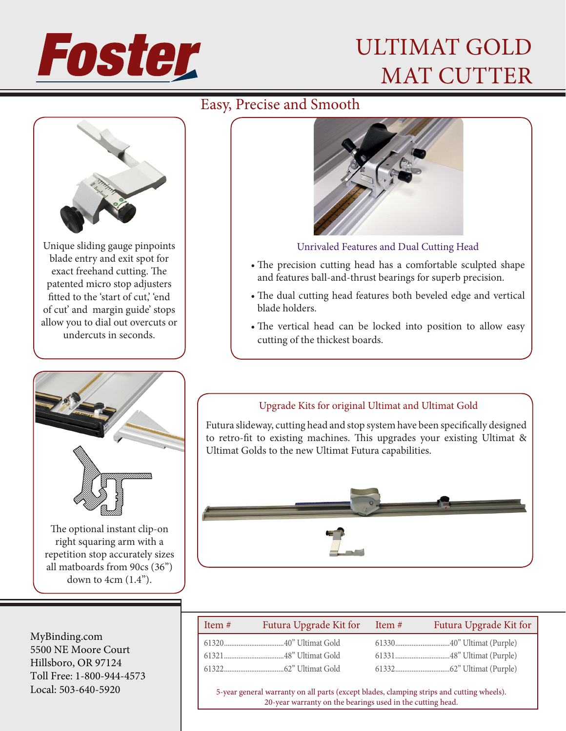# Foster

# ULTIMAT GOLD MAT CUTTER

## Easy, Precise and Smooth

Unique sliding gauge pinpoints blade entry and exit spot for exact freehand cutting. The patented micro stop adjusters fitted to the 'start of cut,' 'end of cut' and margin guide' stops allow you to dial out overcuts or undercuts in seconds.

### Unrivaled Features and Dual Cutting Head

- The precision cutting head has a comfortable sculpted shape and features ball-and-thrust bearings for superb precision.
- The dual cutting head features both beveled edge and vertical blade holders.
- The vertical head can be locked into position to allow easy cutting of the thickest boards.

The optional instant clip-on right squaring arm with a repetition stop accurately sizes all matboards from 90cs (36") down to 4cm (1.4").

### Upgrade Kits for original Ultimat and Ultimat Gold

Futura slideway, cutting head and stop system have been specifically designed to retro-fit to existing machines. This upgrades your existing Ultimat & Ultimat Golds to the new Ultimat Futura capabilities.

| Item # | Futura Upgrade Kit for | Item # | Futura Upgrade Kit for |
|---|---|---|---|
| 61320 | 40" Ultimat Gold | 61330 | 40" Ultimat (Purple) |
| 61321 | 48" Ultimat Gold | 61331 | 48" Ultimat (Purple) |
| 61322 | 62" Ultimat Gold | 61332 | 62" Ultimat (Purple) |

5-year general warranty on all parts (except blades, clamping strips and cutting wheels).
20-year warranty on the bearings used in the cutting head.

MyBinding.com
5500 NE Moore Court
Hillsboro, OR 97124
Toll Free: 1-800-944-4573
Local: 503-640-5920